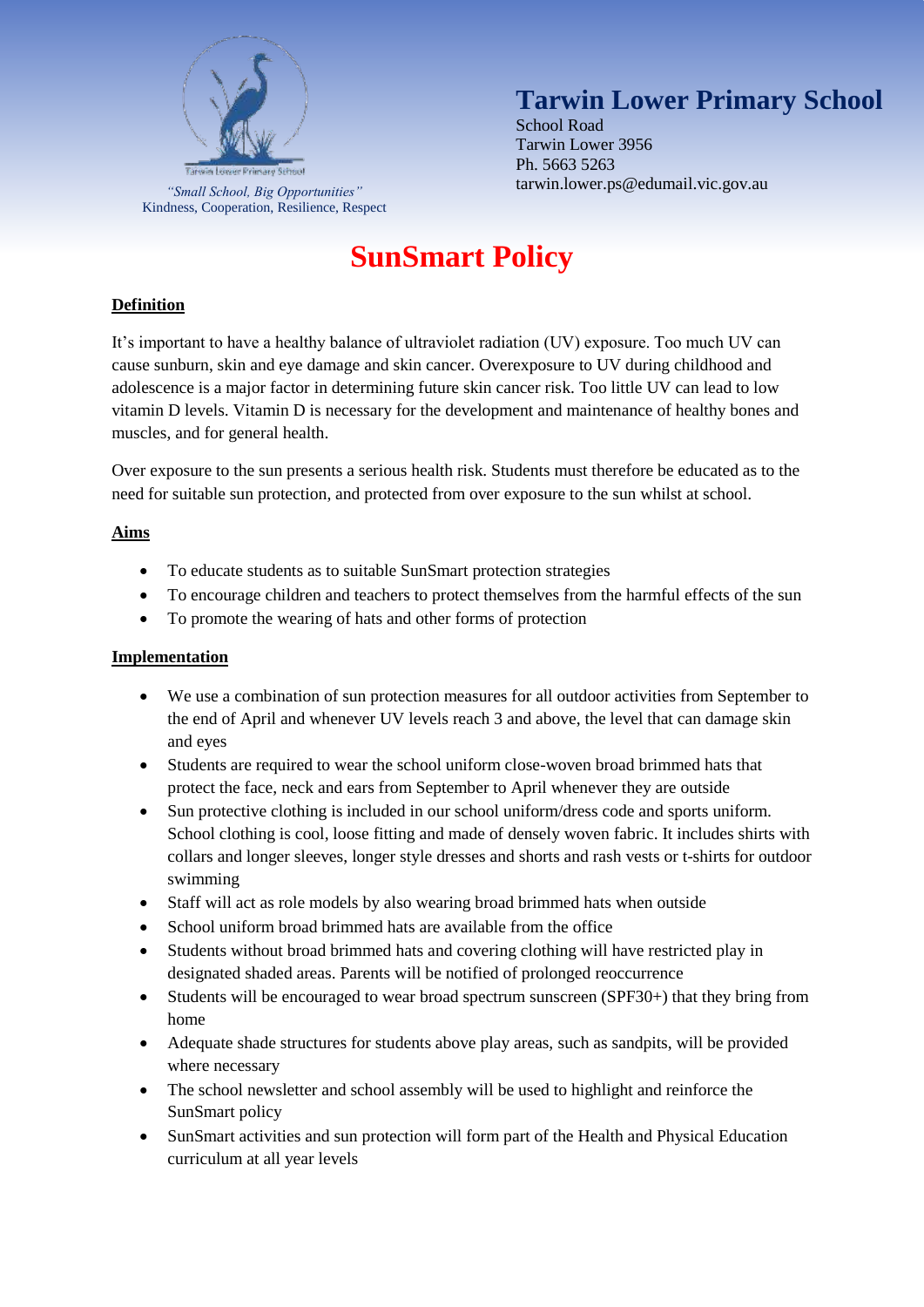"Small School, Big Opportunities"
Kindness, Cooperation, Resilience, Respect

# Tarwin Lower Primary School

School Road
Tarwin Lower 3956
Ph. 5663 5263
tarwin.lower.ps@edumail.vic.gov.au

# SunSmart Policy

## Definition

It's important to have a healthy balance of ultraviolet radiation (UV) exposure. Too much UV can cause sunburn, skin and eye damage and skin cancer. Overexposure to UV during childhood and adolescence is a major factor in determining future skin cancer risk. Too little UV can lead to low vitamin D levels. Vitamin D is necessary for the development and maintenance of healthy bones and muscles, and for general health.

Over exposure to the sun presents a serious health risk. Students must therefore be educated as to the need for suitable sun protection, and protected from over exposure to the sun whilst at school.

## Aims

- To educate students as to suitable SunSmart protection strategies
- To encourage children and teachers to protect themselves from the harmful effects of the sun
- To promote the wearing of hats and other forms of protection

## Implementation

- We use a combination of sun protection measures for all outdoor activities from September to the end of April and whenever UV levels reach 3 and above, the level that can damage skin and eyes
- Students are required to wear the school uniform close-woven broad brimmed hats that protect the face, neck and ears from September to April whenever they are outside
- Sun protective clothing is included in our school uniform/dress code and sports uniform. School clothing is cool, loose fitting and made of densely woven fabric. It includes shirts with collars and longer sleeves, longer style dresses and shorts and rash vests or t-shirts for outdoor swimming
- Staff will act as role models by also wearing broad brimmed hats when outside
- School uniform broad brimmed hats are available from the office
- Students without broad brimmed hats and covering clothing will have restricted play in designated shaded areas. Parents will be notified of prolonged reoccurrence
- Students will be encouraged to wear broad spectrum sunscreen (SPF30+) that they bring from home
- Adequate shade structures for students above play areas, such as sandpits, will be provided where necessary
- The school newsletter and school assembly will be used to highlight and reinforce the SunSmart policy
- SunSmart activities and sun protection will form part of the Health and Physical Education curriculum at all year levels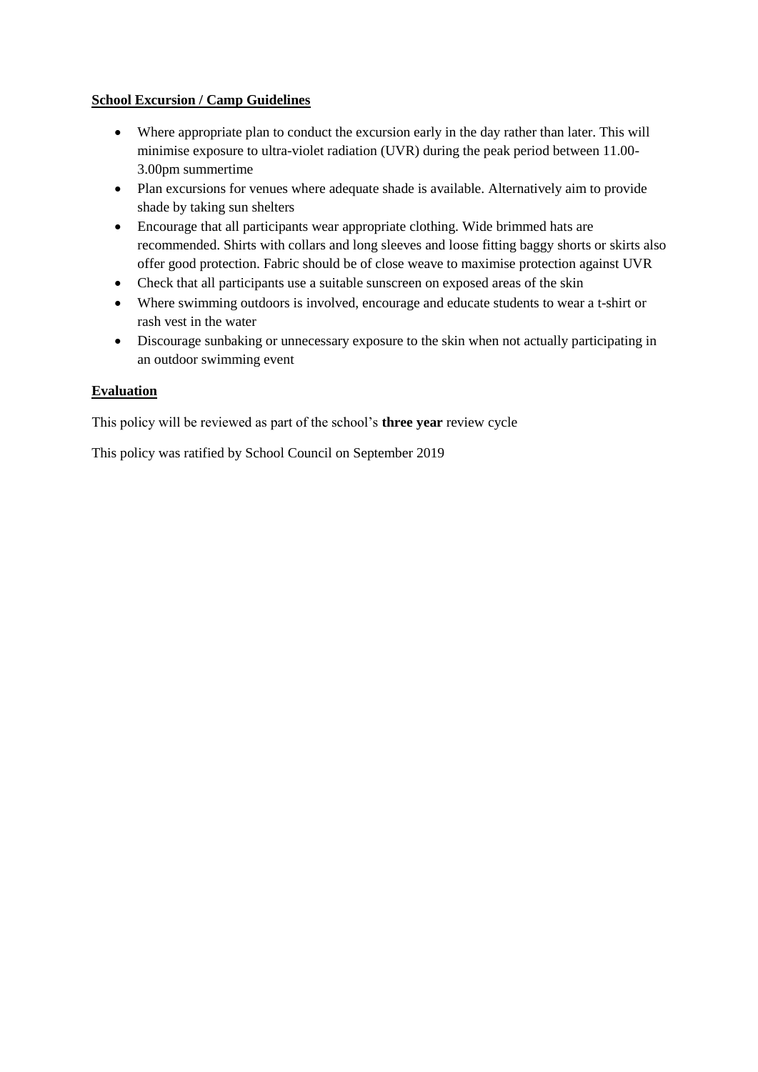**School Excursion / Camp Guidelines**

- Where appropriate plan to conduct the excursion early in the day rather than later. This will minimise exposure to ultra-violet radiation (UVR) during the peak period between 11.00-3.00pm summertime
- Plan excursions for venues where adequate shade is available. Alternatively aim to provide shade by taking sun shelters
- Encourage that all participants wear appropriate clothing. Wide brimmed hats are recommended. Shirts with collars and long sleeves and loose fitting baggy shorts or skirts also offer good protection. Fabric should be of close weave to maximise protection against UVR
- Check that all participants use a suitable sunscreen on exposed areas of the skin
- Where swimming outdoors is involved, encourage and educate students to wear a t-shirt or rash vest in the water
- Discourage sunbaking or unnecessary exposure to the skin when not actually participating in an outdoor swimming event

**Evaluation**

This policy will be reviewed as part of the school's **three year** review cycle

This policy was ratified by School Council on September 2019